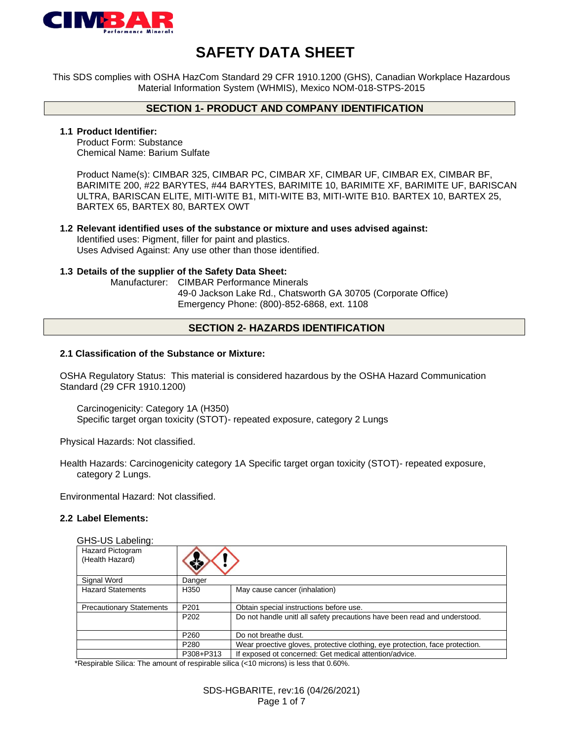# SAFETY DATA SHEET

This SDS complies with OSHA HazCom Standard 29 CFR 1910.1200 (GHS), Canadian Workplace Hazardous Material Information System (WHMIS), Mexico NOM-018-STPS-2015

## SECTION 1- PRODUCT AND COMPANY IDENTIFICATION

### 1.1 Product Identifier:

Product Form: Substance
Chemical Name: Barium Sulfate

Product Name(s): CIMBAR 325, CIMBAR PC, CIMBAR XF, CIMBAR UF, CIMBAR EX, CIMBAR BF, BARIMITE 200, #22 BARYTES, #44 BARYTES, BARIMITE 10, BARIMITE XF, BARIMITE UF, BARISCAN ULTRA, BARISCAN ELITE, MITI-WITE B1, MITI-WITE B3, MITI-WITE B10. BARTEX 10, BARTEX 25, BARTEX 65, BARTEX 80, BARTEX OWT

### 1.2 Relevant identified uses of the substance or mixture and uses advised against:

Identified uses: Pigment, filler for paint and plastics.
Uses Advised Against: Any use other than those identified.

### 1.3 Details of the supplier of the Safety Data Sheet:

Manufacturer: CIMBAR Performance Minerals
49-0 Jackson Lake Rd., Chatsworth GA 30705 (Corporate Office)
Emergency Phone: (800)-852-6868, ext. 1108

## SECTION 2- HAZARDS IDENTIFICATION

### 2.1 Classification of the Substance or Mixture:

OSHA Regulatory Status: This material is considered hazardous by the OSHA Hazard Communication Standard (29 CFR 1910.1200)

Carcinogenicity: Category 1A (H350)
Specific target organ toxicity (STOT)- repeated exposure, category 2 Lungs

Physical Hazards: Not classified.

Health Hazards: Carcinogenicity category 1A Specific target organ toxicity (STOT)- repeated exposure, category 2 Lungs.

Environmental Hazard: Not classified.

### 2.2 Label Elements:

GHS-US Labeling:

| Hazard Pictogram (Health Hazard) | | |
|---|---|---|
| Signal Word | Danger | |
| Hazard Statements | H350 | May cause cancer (inhalation) |
| Precautionary Statements | P201 | Obtain special instructions before use. |
| | P202 | Do not handle unitl all safety precautions have been read and understood. |
| | P260 | Do not breathe dust. |
| | P280 | Wear proective gloves, protective clothing, eye protection, face protection. |
| | P308+P313 | If exposed ot concerned: Get medical attention/advice. |

*Respirable Silica: The amount of respirable silica (<10 microns) is less that 0.60%.

SDS-HGBARITE, rev:16 (04/26/2021)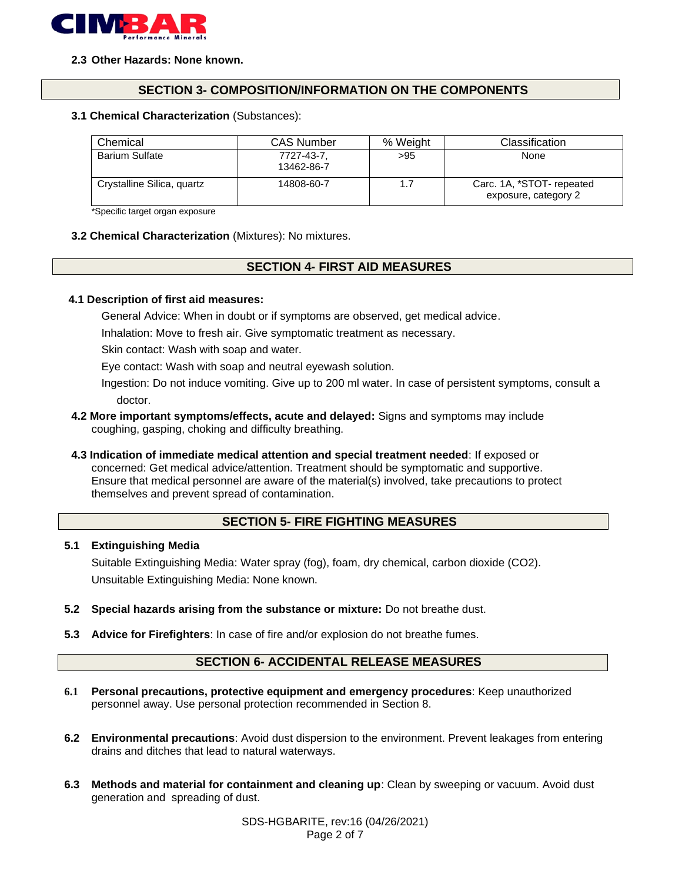**2.3 Other Hazards: None known.**

## SECTION 3- COMPOSITION/INFORMATION ON THE COMPONENTS

**3.1 Chemical Characterization** (Substances):

| Chemical | CAS Number | % Weight | Classification |
|---|---|---|---|
| Barium Sulfate | 7727-43-7, 13462-86-7 | >95 | None |
| Crystalline Silica, quartz | 14808-60-7 | 1.7 | Carc. 1A, *STOT- repeated exposure, category 2 |

*Specific target organ exposure

**3.2 Chemical Characterization** (Mixtures): No mixtures.

## SECTION 4- FIRST AID MEASURES

**4.1 Description of first aid measures:**

General Advice: When in doubt or if symptoms are observed, get medical advice.

Inhalation: Move to fresh air. Give symptomatic treatment as necessary.

Skin contact: Wash with soap and water.

Eye contact: Wash with soap and neutral eyewash solution.

Ingestion: Do not induce vomiting. Give up to 200 ml water. In case of persistent symptoms, consult a doctor.

**4.2 More important symptoms/effects, acute and delayed:** Signs and symptoms may include coughing, gasping, choking and difficulty breathing.

**4.3 Indication of immediate medical attention and special treatment needed**: If exposed or concerned: Get medical advice/attention. Treatment should be symptomatic and supportive. Ensure that medical personnel are aware of the material(s) involved, take precautions to protect themselves and prevent spread of contamination.

## SECTION 5- FIRE FIGHTING MEASURES

**5.1 Extinguishing Media**

Suitable Extinguishing Media: Water spray (fog), foam, dry chemical, carbon dioxide ($CO_2$).

Unsuitable Extinguishing Media: None known.

**5.2 Special hazards arising from the substance or mixture:** Do not breathe dust.

**5.3 Advice for Firefighters**: In case of fire and/or explosion do not breathe fumes.

## SECTION 6- ACCIDENTAL RELEASE MEASURES

**6.1 Personal precautions, protective equipment and emergency procedures**: Keep unauthorized personnel away. Use personal protection recommended in Section 8.

**6.2 Environmental precautions**: Avoid dust dispersion to the environment. Prevent leakages from entering drains and ditches that lead to natural waterways.

**6.3 Methods and material for containment and cleaning up**: Clean by sweeping or vacuum. Avoid dust generation and spreading of dust.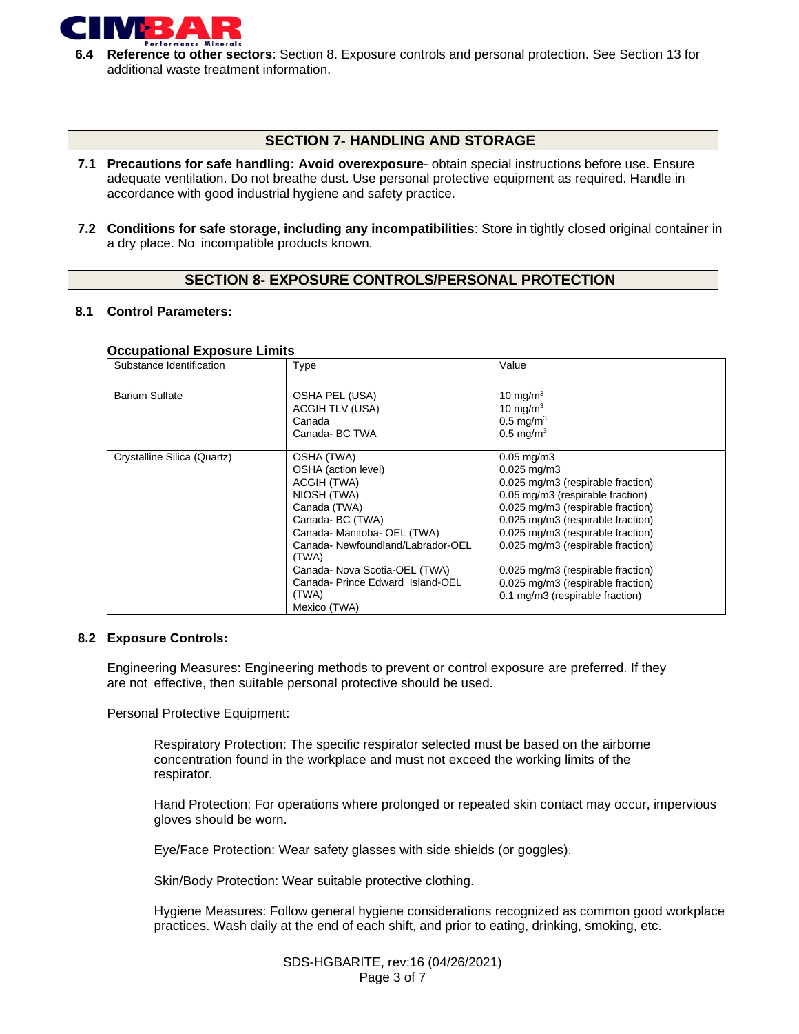**6.4 Reference to other sectors**: Section 8. Exposure controls and personal protection. See Section 13 for additional waste treatment information.

## SECTION 7- HANDLING AND STORAGE

**7.1 Precautions for safe handling: Avoid overexposure**- obtain special instructions before use. Ensure adequate ventilation. Do not breathe dust. Use personal protective equipment as required. Handle in accordance with good industrial hygiene and safety practice.

**7.2 Conditions for safe storage, including any incompatibilities**: Store in tightly closed original container in a dry place. No incompatible products known.

## SECTION 8- EXPOSURE CONTROLS/PERSONAL PROTECTION

### 8.1 Control Parameters:

**Occupational Exposure Limits**

| Substance Identification | Type | Value |
|---|---|---|
| Barium Sulfate | OSHA PEL (USA) | 10 mg/m$^3$ |
| | ACGIH TLV (USA) | 10 mg/m$^3$ |
| | Canada | 0.5 mg/m$^3$ |
| | Canada- BC TWA | 0.5 mg/m$^3$ |
| Crystalline Silica (Quartz) | OSHA (TWA) | 0.05 mg/m3 |
| | OSHA (action level) | 0.025 mg/m3 |
| | ACGIH (TWA) | 0.025 mg/m3 (respirable fraction) |
| | NIOSH (TWA) | 0.05 mg/m3 (respirable fraction) |
| | Canada (TWA) | 0.025 mg/m3 (respirable fraction) |
| | Canada- BC (TWA) | 0.025 mg/m3 (respirable fraction) |
| | Canada- Manitoba- OEL (TWA) | 0.025 mg/m3 (respirable fraction) |
| | Canada- Newfoundland/Labrador-OEL (TWA) | 0.025 mg/m3 (respirable fraction) |
| | Canada- Nova Scotia-OEL (TWA) | 0.025 mg/m3 (respirable fraction) |
| | Canada- Prince Edward Island-OEL (TWA) | 0.025 mg/m3 (respirable fraction) |
| | Mexico (TWA) | 0.1 mg/m3 (respirable fraction) |

### 8.2 Exposure Controls:

Engineering Measures: Engineering methods to prevent or control exposure are preferred. If they are not effective, then suitable personal protective should be used.

Personal Protective Equipment:

Respiratory Protection: The specific respirator selected must be based on the airborne concentration found in the workplace and must not exceed the working limits of the respirator.

Hand Protection: For operations where prolonged or repeated skin contact may occur, impervious gloves should be worn.

Eye/Face Protection: Wear safety glasses with side shields (or goggles).

Skin/Body Protection: Wear suitable protective clothing.

Hygiene Measures: Follow general hygiene considerations recognized as common good workplace practices. Wash daily at the end of each shift, and prior to eating, drinking, smoking, etc.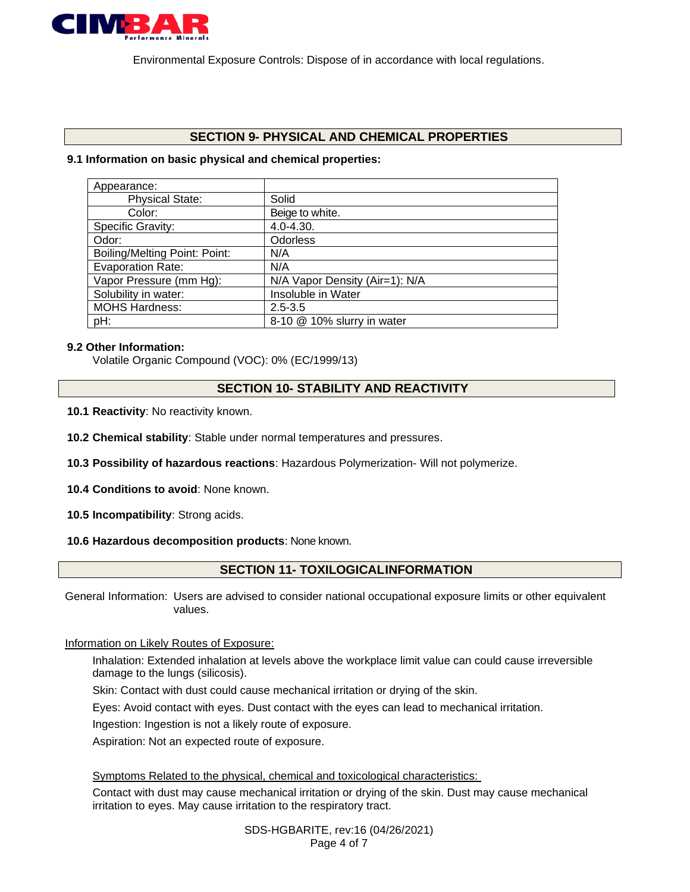Environmental Exposure Controls: Dispose of in accordance with local regulations.

## SECTION 9- PHYSICAL AND CHEMICAL PROPERTIES

**9.1 Information on basic physical and chemical properties:**

| Appearance: | |
|---|---|
| Physical State: | Solid |
| Color: | Beige to white. |
| Specific Gravity: | 4.0-4.30. |
| Odor: | Odorless |
| Boiling/Melting Point: Point: | N/A |
| Evaporation Rate: | N/A |
| Vapor Pressure (mm Hg): | N/A Vapor Density (Air=1): N/A |
| Solubility in water: | Insoluble in Water |
| MOHS Hardness: | 2.5-3.5 |
| pH: | 8-10 @ 10% slurry in water |

**9.2 Other Information:**

Volatile Organic Compound (VOC): 0% (EC/1999/13)

## SECTION 10- STABILITY AND REACTIVITY

**10.1 Reactivity**: No reactivity known.

**10.2 Chemical stability**: Stable under normal temperatures and pressures.

**10.3 Possibility of hazardous reactions**: Hazardous Polymerization- Will not polymerize.

**10.4 Conditions to avoid**: None known.

**10.5 Incompatibility**: Strong acids.

**10.6 Hazardous decomposition products**: None known.

## SECTION 11- TOXILOGICALINFORMATION

General Information: Users are advised to consider national occupational exposure limits or other equivalent values.

Information on Likely Routes of Exposure:

Inhalation: Extended inhalation at levels above the workplace limit value can could cause irreversible damage to the lungs (silicosis).

Skin: Contact with dust could cause mechanical irritation or drying of the skin.

Eyes: Avoid contact with eyes. Dust contact with the eyes can lead to mechanical irritation.

Ingestion: Ingestion is not a likely route of exposure.

Aspiration: Not an expected route of exposure.

Symptoms Related to the physical, chemical and toxicological characteristics:

Contact with dust may cause mechanical irritation or drying of the skin. Dust may cause mechanical irritation to eyes. May cause irritation to the respiratory tract.

SDS-HGBARITE, rev:16 (04/26/2021)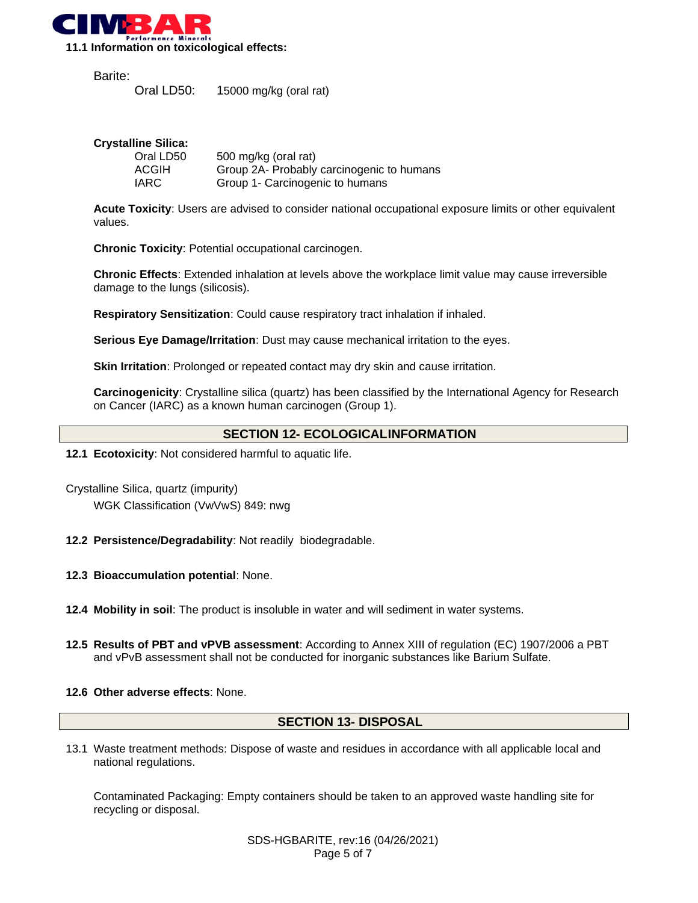### 11.1 Information on toxicological effects:

Barite:

| | |
|---|---|
| Oral LD50: | 15000 mg/kg (oral rat) |

**Crystalline Silica:**

| | |
|---|---|
| Oral LD50 | 500 mg/kg (oral rat) |
| ACGIH | Group 2A- Probably carcinogenic to humans |
| IARC | Group 1- Carcinogenic to humans |

**Acute Toxicity**: Users are advised to consider national occupational exposure limits or other equivalent values.

**Chronic Toxicity**: Potential occupational carcinogen.

**Chronic Effects**: Extended inhalation at levels above the workplace limit value may cause irreversible damage to the lungs (silicosis).

**Respiratory Sensitization**: Could cause respiratory tract inhalation if inhaled.

**Serious Eye Damage/Irritation**: Dust may cause mechanical irritation to the eyes.

**Skin Irritation**: Prolonged or repeated contact may dry skin and cause irritation.

**Carcinogenicity**: Crystalline silica (quartz) has been classified by the International Agency for Research on Cancer (IARC) as a known human carcinogen (Group 1).

## SECTION 12- ECOLOGICALINFORMATION

**12.1 Ecotoxicity**: Not considered harmful to aquatic life.

Crystalline Silica, quartz (impurity)

WGK Classification (VwVwS) 849: nwg

**12.2 Persistence/Degradability**: Not readily biodegradable.

**12.3 Bioaccumulation potential**: None.

**12.4 Mobility in soil**: The product is insoluble in water and will sediment in water systems.

**12.5 Results of PBT and vPVB assessment**: According to Annex XIII of regulation (EC) 1907/2006 a PBT and vPvB assessment shall not be conducted for inorganic substances like Barium Sulfate.

**12.6 Other adverse effects**: None.

## SECTION 13- DISPOSAL

13.1 Waste treatment methods: Dispose of waste and residues in accordance with all applicable local and national regulations.

Contaminated Packaging: Empty containers should be taken to an approved waste handling site for recycling or disposal.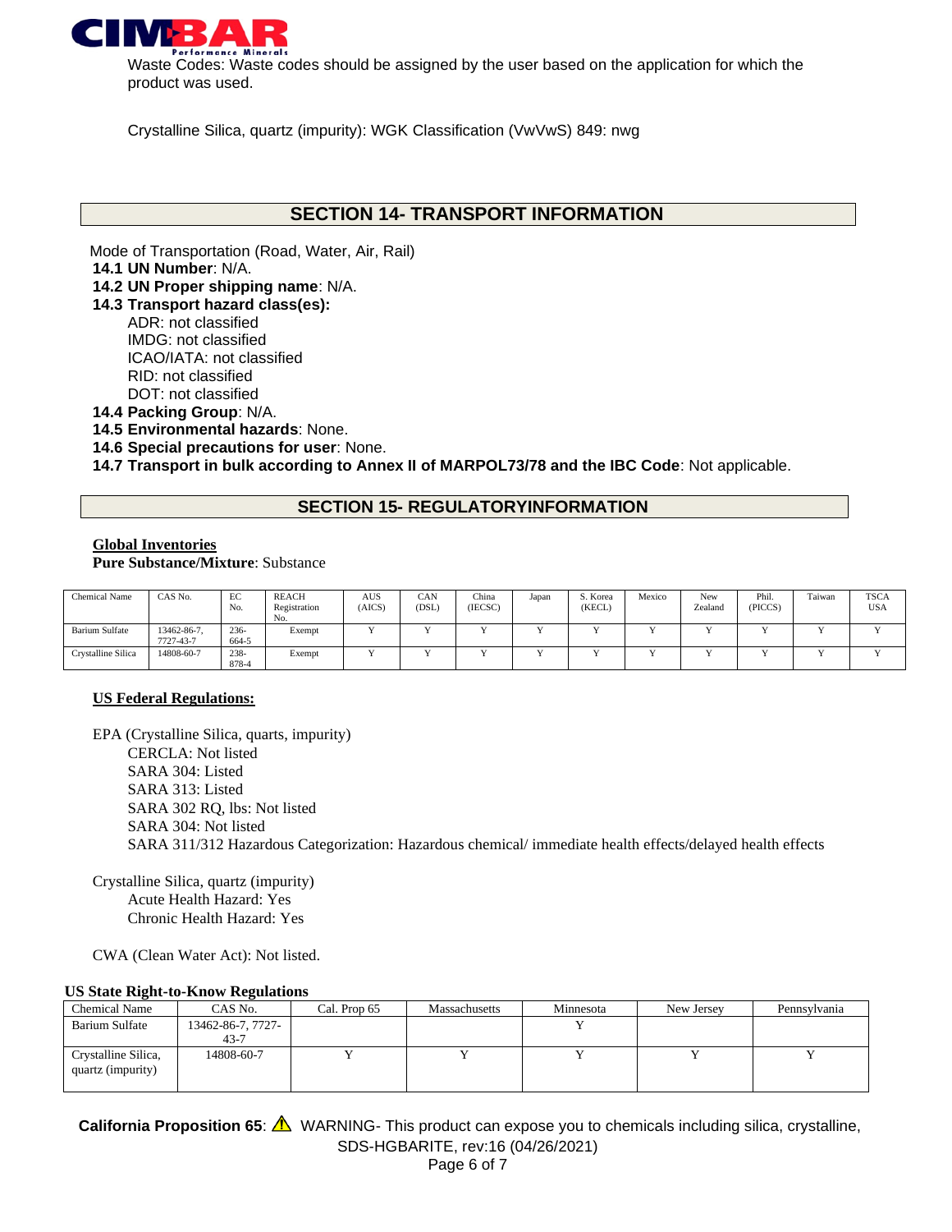Waste Codes: Waste codes should be assigned by the user based on the application for which the product was used.

Crystalline Silica, quartz (impurity): WGK Classification (VwVwS) 849: nwg

## SECTION 14- TRANSPORT INFORMATION

Mode of Transportation (Road, Water, Air, Rail)

**14.1 UN Number**: N/A.

**14.2 UN Proper shipping name**: N/A.

**14.3 Transport hazard class(es):**

- ADR: not classified
- IMDG: not classified
- ICAO/IATA: not classified
- RID: not classified
- DOT: not classified

**14.4 Packing Group**: N/A.

**14.5 Environmental hazards**: None.

**14.6 Special precautions for user**: None.

**14.7 Transport in bulk according to Annex II of MARPOL73/78 and the IBC Code**: Not applicable.

## SECTION 15- REGULATORYINFORMATION

**Global Inventories**

**Pure Substance/Mixture**: Substance

| Chemical Name | CAS No. | EC No. | REACH Registration No. | AUS (AICS) | CAN (DSL) | China (IECSC) | Japan | S. Korea (KECL) | Mexico | New Zealand | Phil. (PICCS) | Taiwan | TSCA USA |
|---|---|---|---|---|---|---|---|---|---|---|---|---|---|
| Barium Sulfate | 13462-86-7, 7727-43-7 | 236-664-5 | Exempt | Y | Y | Y | Y | Y | Y | Y | Y | Y | Y |
| Crystalline Silica | 14808-60-7 | 238-878-4 | Exempt | Y | Y | Y | Y | Y | Y | Y | Y | Y | Y |

**US Federal Regulations:**

EPA (Crystalline Silica, quarts, impurity)

- CERCLA: Not listed
- SARA 304: Listed
- SARA 313: Listed
- SARA 302 RQ, lbs: Not listed
- SARA 304: Not listed
- SARA 311/312 Hazardous Categorization: Hazardous chemical/ immediate health effects/delayed health effects

Crystalline Silica, quartz (impurity)

- Acute Health Hazard: Yes
- Chronic Health Hazard: Yes

CWA (Clean Water Act): Not listed.

**US State Right-to-Know Regulations**

| Chemical Name | CAS No. | Cal. Prop 65 | Massachusetts | Minnesota | New Jersey | Pennsylvania |
|---|---|---|---|---|---|---|
| Barium Sulfate | 13462-86-7, 7727-43-7 | | | Y | | |
| Crystalline Silica, quartz (impurity) | 14808-60-7 | Y | Y | Y | Y | Y |

**California Proposition 65**: ⚠ WARNING- This product can expose you to chemicals including silica, crystalline,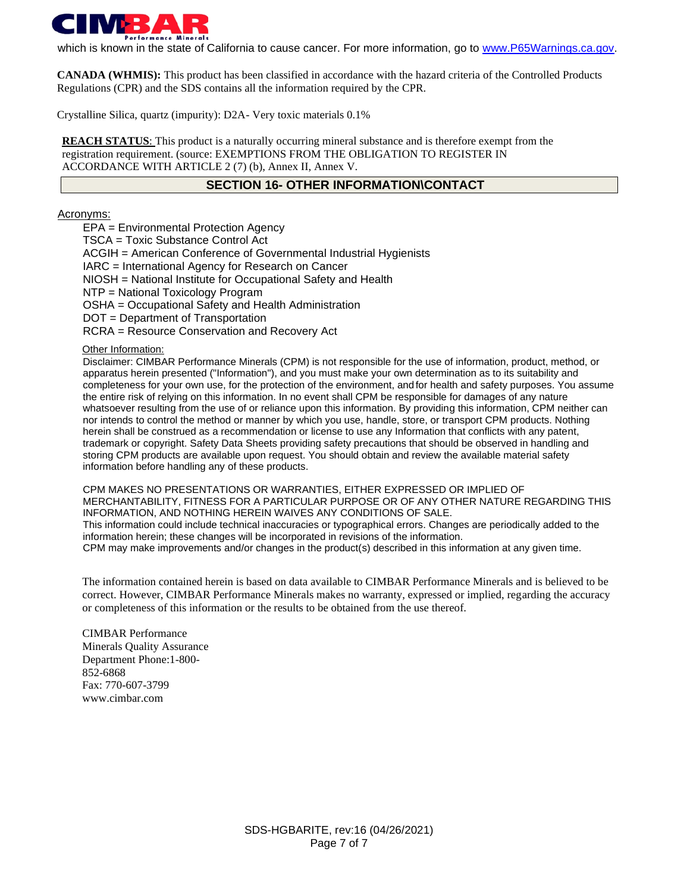which is known in the state of California to cause cancer. For more information, go to [www.P65Warnings.ca.gov](http://www.P65Warnings.ca.gov).

**CANADA (WHMIS):** This product has been classified in accordance with the hazard criteria of the Controlled Products Regulations (CPR) and the SDS contains all the information required by the CPR.

Crystalline Silica, quartz (impurity): D2A- Very toxic materials 0.1%

**REACH STATUS**: This product is a naturally occurring mineral substance and is therefore exempt from the registration requirement. (source: EXEMPTIONS FROM THE OBLIGATION TO REGISTER IN ACCORDANCE WITH ARTICLE 2 (7) (b), Annex II, Annex V.

## SECTION 16- OTHER INFORMATION\CONTACT

Acronyms:

EPA = Environmental Protection Agency
TSCA = Toxic Substance Control Act
ACGIH = American Conference of Governmental Industrial Hygienists
IARC = International Agency for Research on Cancer
NIOSH = National Institute for Occupational Safety and Health
NTP = National Toxicology Program
OSHA = Occupational Safety and Health Administration
DOT = Department of Transportation
RCRA = Resource Conservation and Recovery Act

Other Information:

Disclaimer: CIMBAR Performance Minerals (CPM) is not responsible for the use of information, product, method, or apparatus herein presented ("Information"), and you must make your own determination as to its suitability and completeness for your own use, for the protection of the environment, and for health and safety purposes. You assume the entire risk of relying on this information. In no event shall CPM be responsible for damages of any nature whatsoever resulting from the use of or reliance upon this information. By providing this information, CPM neither can nor intends to control the method or manner by which you use, handle, store, or transport CPM products. Nothing herein shall be construed as a recommendation or license to use any Information that conflicts with any patent, trademark or copyright. Safety Data Sheets providing safety precautions that should be observed in handling and storing CPM products are available upon request. You should obtain and review the available material safety information before handling any of these products.

CPM MAKES NO PRESENTATIONS OR WARRANTIES, EITHER EXPRESSED OR IMPLIED OF MERCHANTABILITY, FITNESS FOR A PARTICULAR PURPOSE OR OF ANY OTHER NATURE REGARDING THIS INFORMATION, AND NOTHING HEREIN WAIVES ANY CONDITIONS OF SALE.
This information could include technical inaccuracies or typographical errors. Changes are periodically added to the information herein; these changes will be incorporated in revisions of the information.
CPM may make improvements and/or changes in the product(s) described in this information at any given time.

The information contained herein is based on data available to CIMBAR Performance Minerals and is believed to be correct. However, CIMBAR Performance Minerals makes no warranty, expressed or implied, regarding the accuracy or completeness of this information or the results to be obtained from the use thereof.

CIMBAR Performance Minerals Quality Assurance Department Phone:1-800-852-6868
Fax: 770-607-3799
www.cimbar.com

SDS-HGBARITE, rev:16 (04/26/2021)